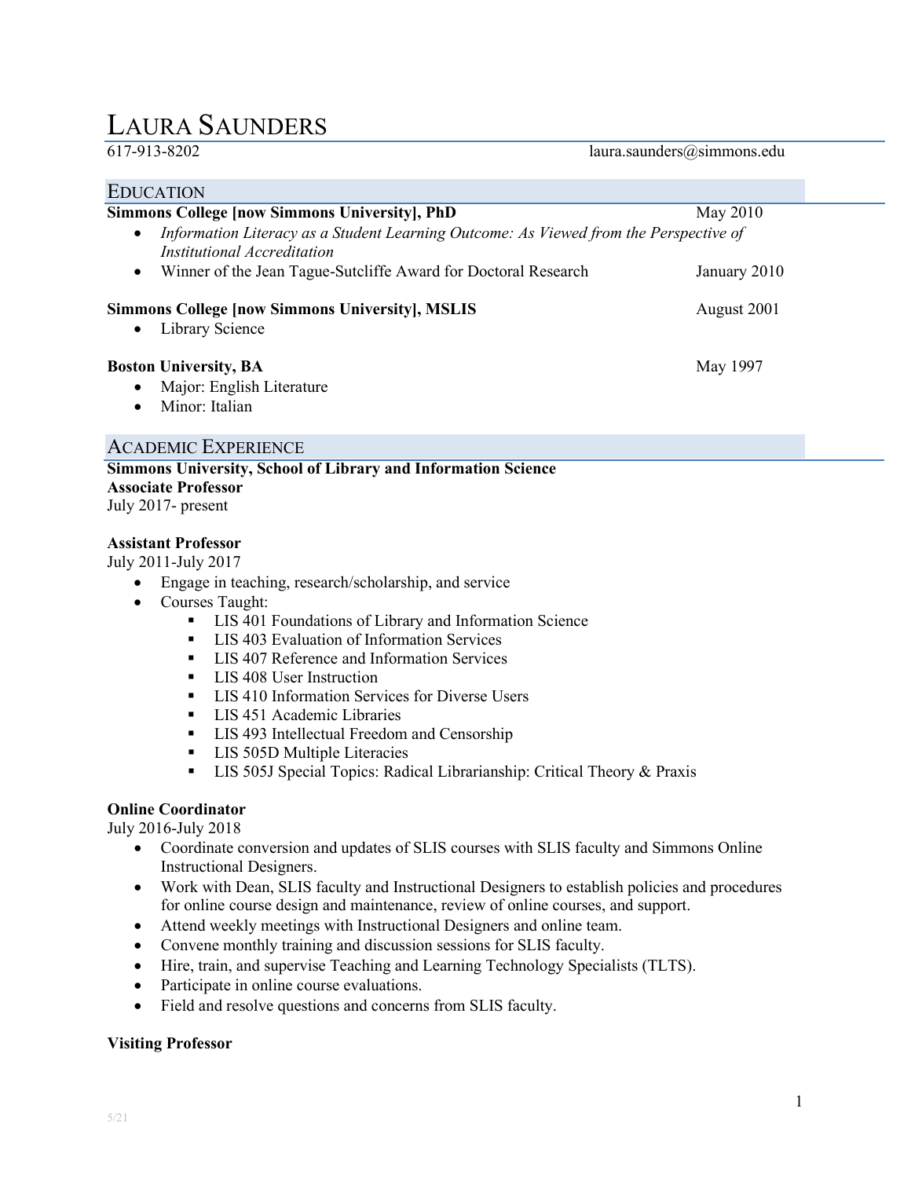# LAURA SAUNDERS

617-913-8202 laura.saunders@simmons.edu

## EDUCATION

**Simmons College [now Simmons University], PhD** May 2010

- *Information Literacy as a Student Learning Outcome: As Viewed from the Perspective of Institutional Accreditation*
- Winner of the Jean Tague-Sutcliffe Award for Doctoral Research January 2010

**Simmons College [now Simmons University], MSLIS** August 2001

- Library Science

**Boston University, BA** May 1997

- Major: English Literature
- Minor: Italian

## ACADEMIC EXPERIENCE

**Simmons University, School of Library and Information Science**
**Associate Professor**
July 2017- present

**Assistant Professor**
July 2011-July 2017

- Engage in teaching, research/scholarship, and service
- Courses Taught:
  - LIS 401 Foundations of Library and Information Science
  - LIS 403 Evaluation of Information Services
  - LIS 407 Reference and Information Services
  - LIS 408 User Instruction
  - LIS 410 Information Services for Diverse Users
  - LIS 451 Academic Libraries
  - LIS 493 Intellectual Freedom and Censorship
  - LIS 505D Multiple Literacies
  - LIS 505J Special Topics: Radical Librarianship: Critical Theory & Praxis

**Online Coordinator**
July 2016-July 2018

- Coordinate conversion and updates of SLIS courses with SLIS faculty and Simmons Online Instructional Designers.
- Work with Dean, SLIS faculty and Instructional Designers to establish policies and procedures for online course design and maintenance, review of online courses, and support.
- Attend weekly meetings with Instructional Designers and online team.
- Convene monthly training and discussion sessions for SLIS faculty.
- Hire, train, and supervise Teaching and Learning Technology Specialists (TLTS).
- Participate in online course evaluations.
- Field and resolve questions and concerns from SLIS faculty.

**Visiting Professor**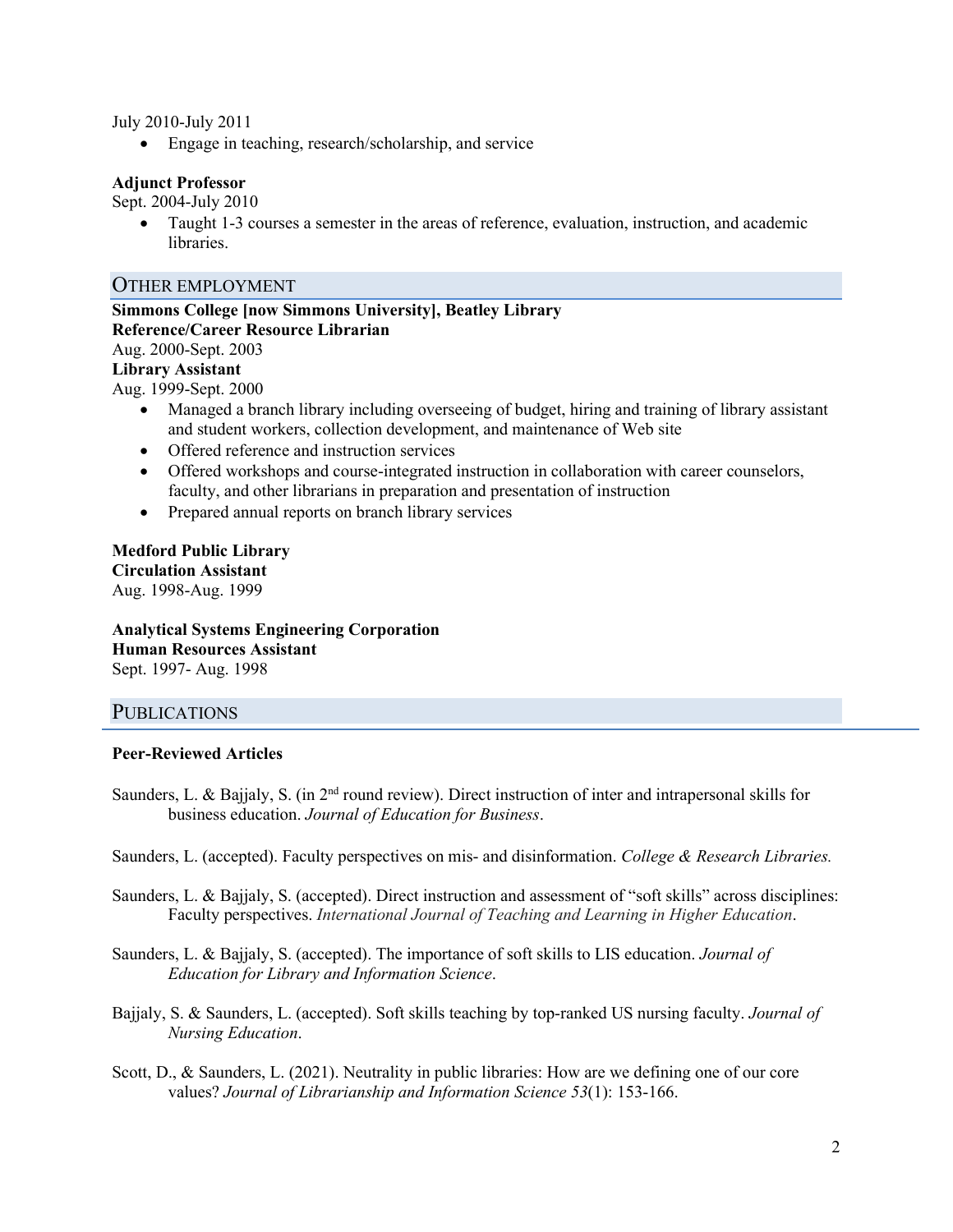July 2010-July 2011

- Engage in teaching, research/scholarship, and service

**Adjunct Professor**
Sept. 2004-July 2010

- Taught 1-3 courses a semester in the areas of reference, evaluation, instruction, and academic libraries.

## OTHER EMPLOYMENT

**Simmons College [now Simmons University], Beatley Library**
**Reference/Career Resource Librarian**
Aug. 2000-Sept. 2003
**Library Assistant**
Aug. 1999-Sept. 2000

- Managed a branch library including overseeing of budget, hiring and training of library assistant and student workers, collection development, and maintenance of Web site
- Offered reference and instruction services
- Offered workshops and course-integrated instruction in collaboration with career counselors, faculty, and other librarians in preparation and presentation of instruction
- Prepared annual reports on branch library services

**Medford Public Library**
**Circulation Assistant**
Aug. 1998-Aug. 1999

**Analytical Systems Engineering Corporation**
**Human Resources Assistant**
Sept. 1997- Aug. 1998

## PUBLICATIONS

**Peer-Reviewed Articles**

Saunders, L. & Bajjaly, S. (in 2nd round review). Direct instruction of inter and intrapersonal skills for business education. *Journal of Education for Business*.

Saunders, L. (accepted). Faculty perspectives on mis- and disinformation. *College & Research Libraries.*

Saunders, L. & Bajjaly, S. (accepted). Direct instruction and assessment of "soft skills" across disciplines: Faculty perspectives. *International Journal of Teaching and Learning in Higher Education*.

Saunders, L. & Bajjaly, S. (accepted). The importance of soft skills to LIS education. *Journal of Education for Library and Information Science*.

Bajjaly, S. & Saunders, L. (accepted). Soft skills teaching by top-ranked US nursing faculty. *Journal of Nursing Education*.

Scott, D., & Saunders, L. (2021). Neutrality in public libraries: How are we defining one of our core values? *Journal of Librarianship and Information Science 53*(1): 153-166.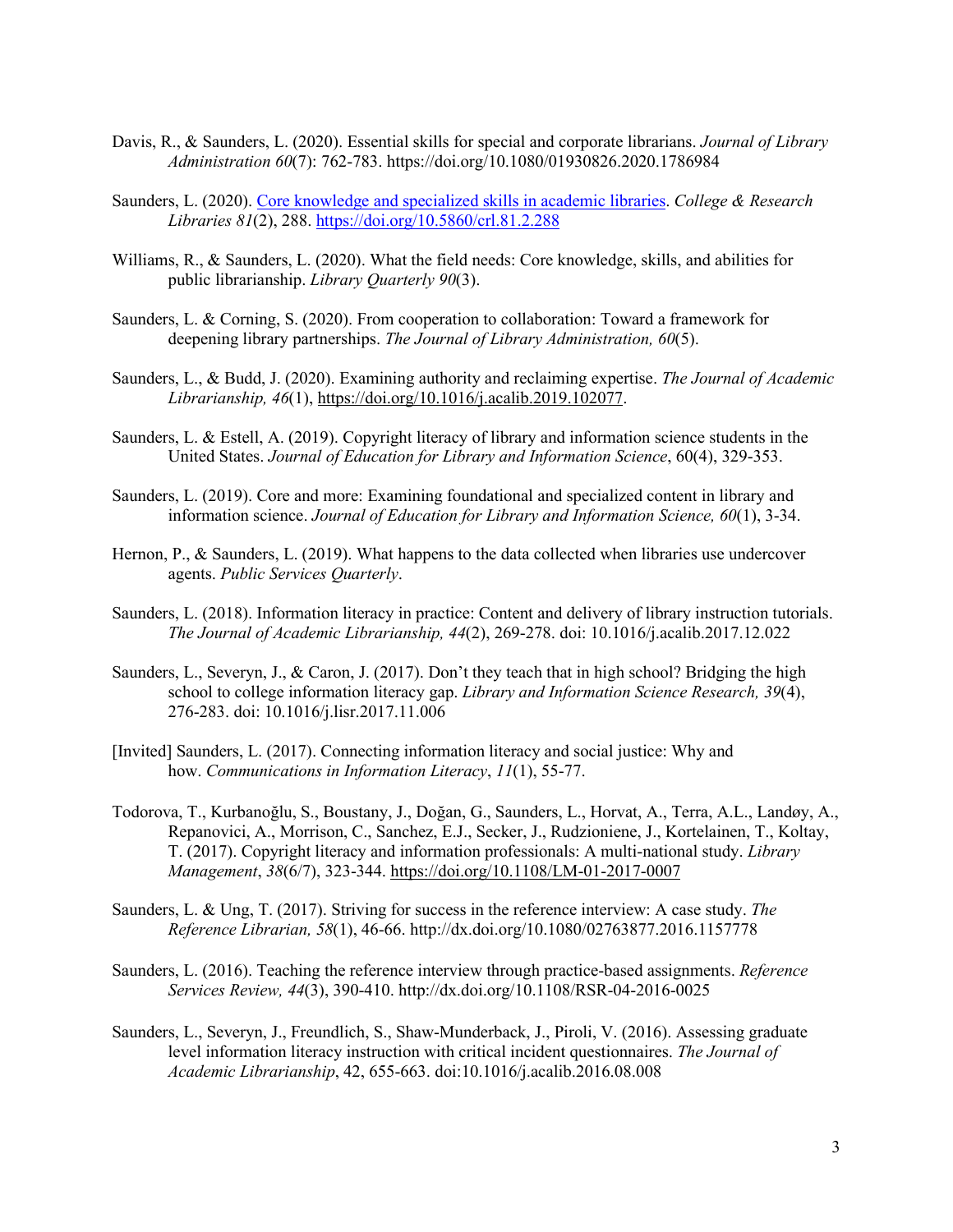Davis, R., & Saunders, L. (2020). Essential skills for special and corporate librarians. *Journal of Library Administration 60*(7): 762-783. https://doi.org/10.1080/01930826.2020.1786984

Saunders, L. (2020). [Core knowledge and specialized skills in academic libraries](https://doi.org/10.5860/crl.81.2.288). *College & Research Libraries 81*(2), 288. https://doi.org/10.5860/crl.81.2.288

Williams, R., & Saunders, L. (2020). What the field needs: Core knowledge, skills, and abilities for public librarianship. *Library Quarterly 90*(3).

Saunders, L. & Corning, S. (2020). From cooperation to collaboration: Toward a framework for deepening library partnerships. *The Journal of Library Administration, 60*(5).

Saunders, L., & Budd, J. (2020). Examining authority and reclaiming expertise. *The Journal of Academic Librarianship, 46*(1), https://doi.org/10.1016/j.acalib.2019.102077.

Saunders, L. & Estell, A. (2019). Copyright literacy of library and information science students in the United States. *Journal of Education for Library and Information Science*, 60(4), 329-353.

Saunders, L. (2019). Core and more: Examining foundational and specialized content in library and information science. *Journal of Education for Library and Information Science, 60*(1), 3-34.

Hernon, P., & Saunders, L. (2019). What happens to the data collected when libraries use undercover agents. *Public Services Quarterly*.

Saunders, L. (2018). Information literacy in practice: Content and delivery of library instruction tutorials. *The Journal of Academic Librarianship, 44*(2), 269-278. doi: 10.1016/j.acalib.2017.12.022

Saunders, L., Severyn, J., & Caron, J. (2017). Don't they teach that in high school? Bridging the high school to college information literacy gap. *Library and Information Science Research, 39*(4), 276-283. doi: 10.1016/j.lisr.2017.11.006

[Invited] Saunders, L. (2017). Connecting information literacy and social justice: Why and how. *Communications in Information Literacy*, *11*(1), 55-77.

Todorova, T., Kurbanoğlu, S., Boustany, J., Doğan, G., Saunders, L., Horvat, A., Terra, A.L., Landøy, A., Repanovici, A., Morrison, C., Sanchez, E.J., Secker, J., Rudzioniene, J., Kortelainen, T., Koltay, T. (2017). Copyright literacy and information professionals: A multi-national study. *Library Management*, *38*(6/7), 323-344. https://doi.org/10.1108/LM-01-2017-0007

Saunders, L. & Ung, T. (2017). Striving for success in the reference interview: A case study. *The Reference Librarian, 58*(1), 46-66. http://dx.doi.org/10.1080/02763877.2016.1157778

Saunders, L. (2016). Teaching the reference interview through practice-based assignments. *Reference Services Review, 44*(3), 390-410. http://dx.doi.org/10.1108/RSR-04-2016-0025

Saunders, L., Severyn, J., Freundlich, S., Shaw-Munderback, J., Piroli, V. (2016). Assessing graduate level information literacy instruction with critical incident questionnaires. *The Journal of Academic Librarianship*, 42, 655-663. doi:10.1016/j.acalib.2016.08.008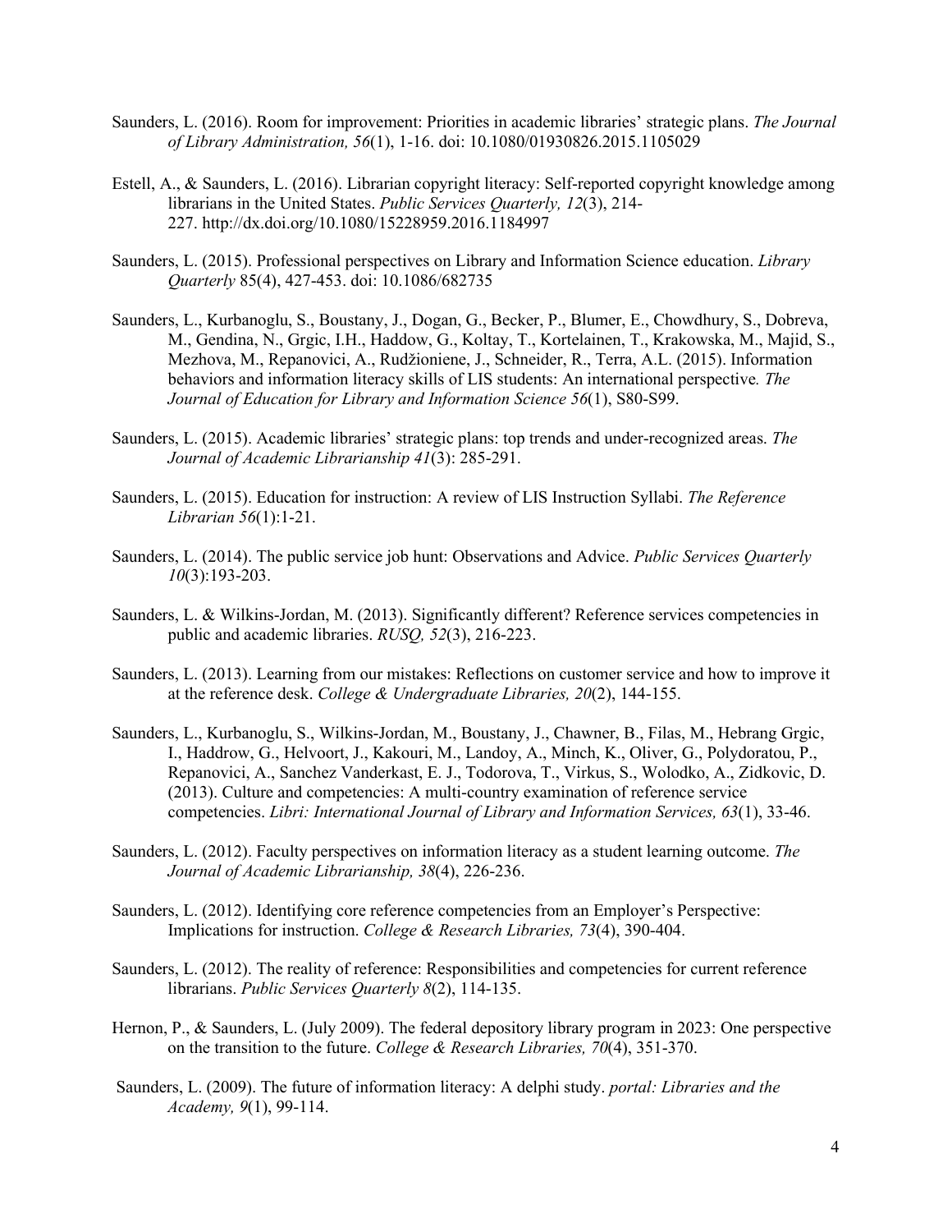Saunders, L. (2016). Room for improvement: Priorities in academic libraries' strategic plans. *The Journal of Library Administration, 56*(1), 1-16. doi: 10.1080/01930826.2015.1105029

Estell, A., & Saunders, L. (2016). Librarian copyright literacy: Self-reported copyright knowledge among librarians in the United States. *Public Services Quarterly, 12*(3), 214-227. http://dx.doi.org/10.1080/15228959.2016.1184997

Saunders, L. (2015). Professional perspectives on Library and Information Science education. *Library Quarterly* 85(4), 427-453. doi: 10.1086/682735

Saunders, L., Kurbanoglu, S., Boustany, J., Dogan, G., Becker, P., Blumer, E., Chowdhury, S., Dobreva, M., Gendina, N., Grgic, I.H., Haddow, G., Koltay, T., Kortelainen, T., Krakowska, M., Majid, S., Mezhova, M., Repanovici, A., Rudžionienе, J., Schneider, R., Terra, A.L. (2015). Information behaviors and information literacy skills of LIS students: An international perspective*. The Journal of Education for Library and Information Science 56*(1), S80-S99.

Saunders, L. (2015). Academic libraries' strategic plans: top trends and under-recognized areas. *The Journal of Academic Librarianship 41*(3): 285-291.

Saunders, L. (2015). Education for instruction: A review of LIS Instruction Syllabi. *The Reference Librarian 56*(1):1-21.

Saunders, L. (2014). The public service job hunt: Observations and Advice. *Public Services Quarterly 10*(3):193-203.

Saunders, L. & Wilkins-Jordan, M. (2013). Significantly different? Reference services competencies in public and academic libraries. *RUSQ, 52*(3), 216-223.

Saunders, L. (2013). Learning from our mistakes: Reflections on customer service and how to improve it at the reference desk. *College & Undergraduate Libraries, 20*(2), 144-155.

Saunders, L., Kurbanoglu, S., Wilkins-Jordan, M., Boustany, J., Chawner, B., Filas, M., Hebrang Grgic, I., Haddrow, G., Helvoort, J., Kakouri, M., Landoy, A., Minch, K., Oliver, G., Polydoratou, P., Repanovici, A., Sanchez Vanderkast, E. J., Todorova, T., Virkus, S., Wolodko, A., Zidkovic, D. (2013). Culture and competencies: A multi-country examination of reference service competencies. *Libri: International Journal of Library and Information Services, 63*(1), 33-46.

Saunders, L. (2012). Faculty perspectives on information literacy as a student learning outcome. *The Journal of Academic Librarianship, 38*(4), 226-236.

Saunders, L. (2012). Identifying core reference competencies from an Employer's Perspective: Implications for instruction. *College & Research Libraries, 73*(4), 390-404.

Saunders, L. (2012). The reality of reference: Responsibilities and competencies for current reference librarians. *Public Services Quarterly 8*(2), 114-135.

Hernon, P., & Saunders, L. (July 2009). The federal depository library program in 2023: One perspective on the transition to the future. *College & Research Libraries, 70*(4), 351-370.

Saunders, L. (2009). The future of information literacy: A delphi study. *portal: Libraries and the Academy, 9*(1), 99-114.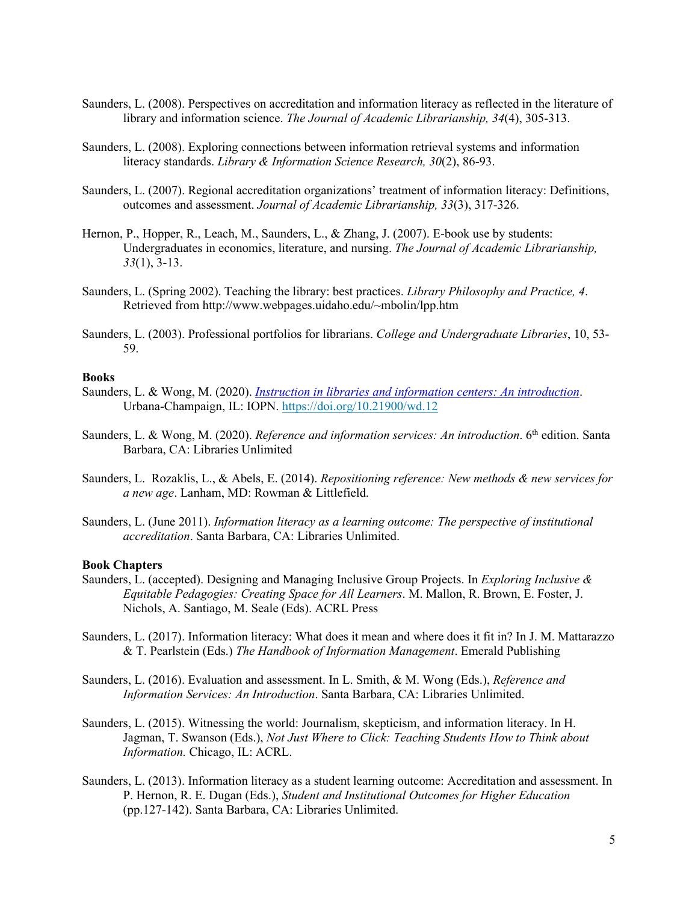Saunders, L. (2008). Perspectives on accreditation and information literacy as reflected in the literature of library and information science. *The Journal of Academic Librarianship, 34*(4), 305-313.

Saunders, L. (2008). Exploring connections between information retrieval systems and information literacy standards. *Library & Information Science Research, 30*(2), 86-93.

Saunders, L. (2007). Regional accreditation organizations' treatment of information literacy: Definitions, outcomes and assessment. *Journal of Academic Librarianship, 33*(3), 317-326.

Hernon, P., Hopper, R., Leach, M., Saunders, L., & Zhang, J. (2007). E-book use by students: Undergraduates in economics, literature, and nursing. *The Journal of Academic Librarianship, 33*(1), 3-13.

Saunders, L. (Spring 2002). Teaching the library: best practices. *Library Philosophy and Practice, 4*. Retrieved from http://www.webpages.uidaho.edu/~mbolin/lpp.htm

Saunders, L. (2003). Professional portfolios for librarians. *College and Undergraduate Libraries*, 10, 53-59.

**Books**

Saunders, L. & Wong, M. (2020). [*Instruction in libraries and information centers: An introduction*](https://doi.org/10.21900/wd.12). Urbana-Champaign, IL: IOPN. https://doi.org/10.21900/wd.12

Saunders, L. & Wong, M. (2020). *Reference and information services: An introduction*. 6th edition. Santa Barbara, CA: Libraries Unlimited

Saunders, L. Rozaklis, L., & Abels, E. (2014). *Repositioning reference: New methods & new services for a new age*. Lanham, MD: Rowman & Littlefield.

Saunders, L. (June 2011). *Information literacy as a learning outcome: The perspective of institutional accreditation*. Santa Barbara, CA: Libraries Unlimited.

**Book Chapters**

Saunders, L. (accepted). Designing and Managing Inclusive Group Projects. In *Exploring Inclusive & Equitable Pedagogies: Creating Space for All Learners*. M. Mallon, R. Brown, E. Foster, J. Nichols, A. Santiago, M. Seale (Eds). ACRL Press

Saunders, L. (2017). Information literacy: What does it mean and where does it fit in? In J. M. Mattarazzo & T. Pearlstein (Eds.) *The Handbook of Information Management*. Emerald Publishing

Saunders, L. (2016). Evaluation and assessment. In L. Smith, & M. Wong (Eds.), *Reference and Information Services: An Introduction*. Santa Barbara, CA: Libraries Unlimited.

Saunders, L. (2015). Witnessing the world: Journalism, skepticism, and information literacy. In H. Jagman, T. Swanson (Eds.), *Not Just Where to Click: Teaching Students How to Think about Information.* Chicago, IL: ACRL.

Saunders, L. (2013). Information literacy as a student learning outcome: Accreditation and assessment. In P. Hernon, R. E. Dugan (Eds.), *Student and Institutional Outcomes for Higher Education* (pp.127-142). Santa Barbara, CA: Libraries Unlimited.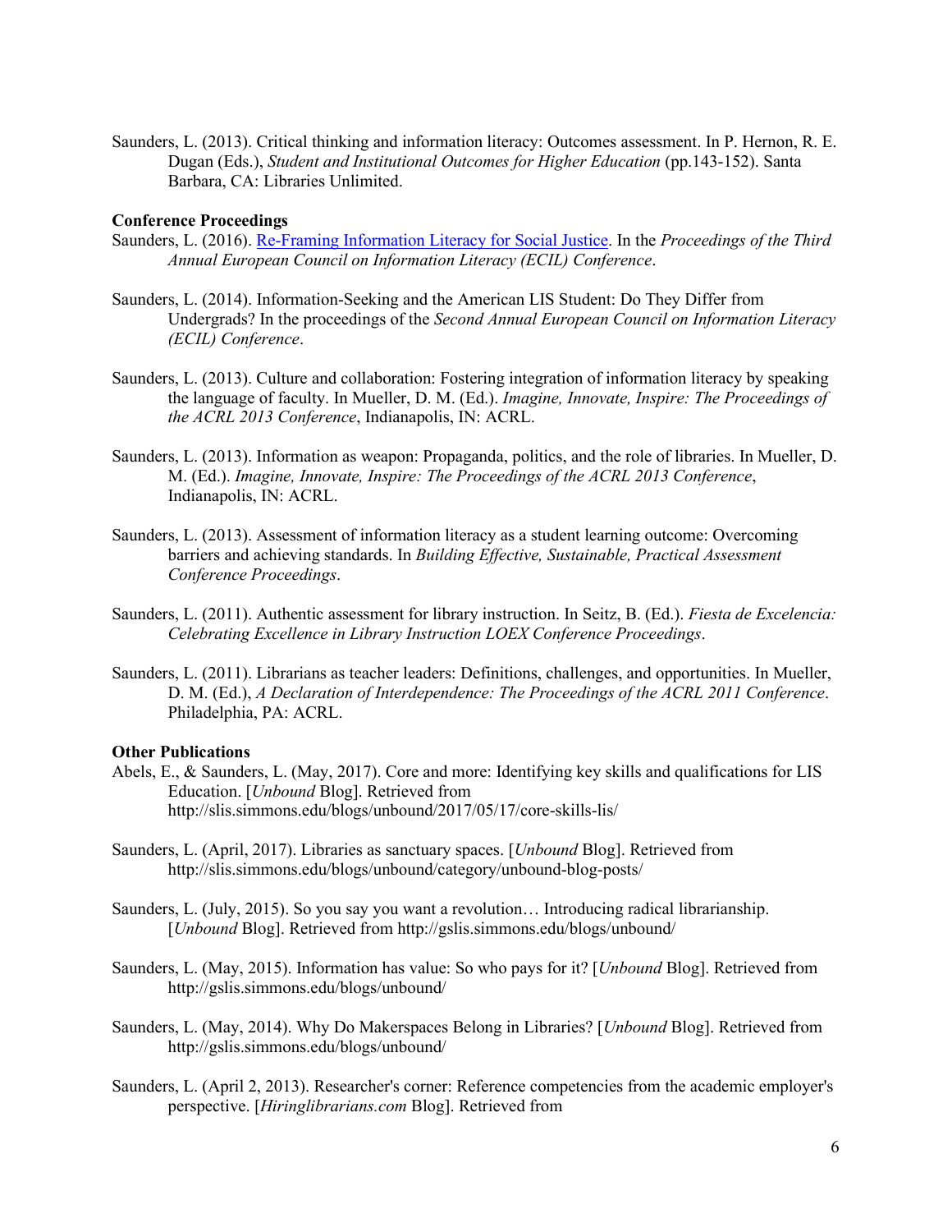Saunders, L. (2013). Critical thinking and information literacy: Outcomes assessment. In P. Hernon, R. E. Dugan (Eds.), *Student and Institutional Outcomes for Higher Education* (pp.143-152). Santa Barbara, CA: Libraries Unlimited.

**Conference Proceedings**

Saunders, L. (2016). Re-Framing Information Literacy for Social Justice. In the *Proceedings of the Third Annual European Council on Information Literacy (ECIL) Conference*.

Saunders, L. (2014). Information-Seeking and the American LIS Student: Do They Differ from Undergrads? In the proceedings of the *Second Annual European Council on Information Literacy (ECIL) Conference*.

Saunders, L. (2013). Culture and collaboration: Fostering integration of information literacy by speaking the language of faculty. In Mueller, D. M. (Ed.). *Imagine, Innovate, Inspire: The Proceedings of the ACRL 2013 Conference*, Indianapolis, IN: ACRL.

Saunders, L. (2013). Information as weapon: Propaganda, politics, and the role of libraries. In Mueller, D. M. (Ed.). *Imagine, Innovate, Inspire: The Proceedings of the ACRL 2013 Conference*, Indianapolis, IN: ACRL.

Saunders, L. (2013). Assessment of information literacy as a student learning outcome: Overcoming barriers and achieving standards. In *Building Effective, Sustainable, Practical Assessment Conference Proceedings*.

Saunders, L. (2011). Authentic assessment for library instruction. In Seitz, B. (Ed.). *Fiesta de Excelencia: Celebrating Excellence in Library Instruction LOEX Conference Proceedings*.

Saunders, L. (2011). Librarians as teacher leaders: Definitions, challenges, and opportunities. In Mueller, D. M. (Ed.), *A Declaration of Interdependence: The Proceedings of the ACRL 2011 Conference*. Philadelphia, PA: ACRL.

**Other Publications**

Abels, E., & Saunders, L. (May, 2017). Core and more: Identifying key skills and qualifications for LIS Education. [*Unbound* Blog]. Retrieved from http://slis.simmons.edu/blogs/unbound/2017/05/17/core-skills-lis/

Saunders, L. (April, 2017). Libraries as sanctuary spaces. [*Unbound* Blog]. Retrieved from http://slis.simmons.edu/blogs/unbound/category/unbound-blog-posts/

Saunders, L. (July, 2015). So you say you want a revolution… Introducing radical librarianship. [*Unbound* Blog]. Retrieved from http://gslis.simmons.edu/blogs/unbound/

Saunders, L. (May, 2015). Information has value: So who pays for it? [*Unbound* Blog]. Retrieved from http://gslis.simmons.edu/blogs/unbound/

Saunders, L. (May, 2014). Why Do Makerspaces Belong in Libraries? [*Unbound* Blog]. Retrieved from http://gslis.simmons.edu/blogs/unbound/

Saunders, L. (April 2, 2013). Researcher's corner: Reference competencies from the academic employer's perspective. [*Hiringlibrarians.com* Blog]. Retrieved from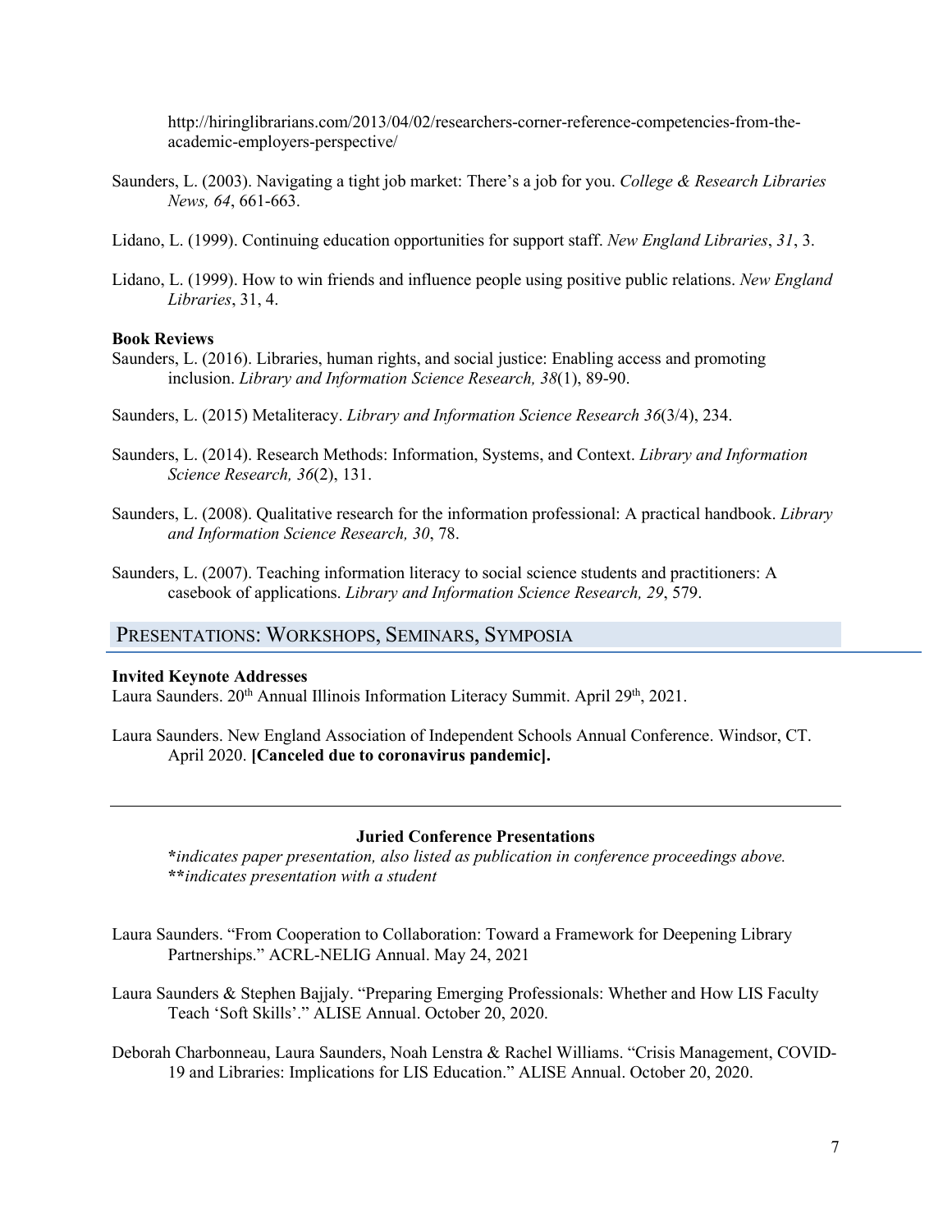http://hiringlibrarians.com/2013/04/02/researchers-corner-reference-competencies-from-the-academic-employers-perspective/

Saunders, L. (2003). Navigating a tight job market: There's a job for you. *College & Research Libraries News, 64*, 661-663.

Lidano, L. (1999). Continuing education opportunities for support staff. *New England Libraries*, *31*, 3.

Lidano, L. (1999). How to win friends and influence people using positive public relations. *New England Libraries*, 31, 4.

**Book Reviews**

Saunders, L. (2016). Libraries, human rights, and social justice: Enabling access and promoting inclusion. *Library and Information Science Research, 38*(1), 89-90.

Saunders, L. (2015) Metaliteracy. *Library and Information Science Research 36*(3/4), 234.

Saunders, L. (2014). Research Methods: Information, Systems, and Context. *Library and Information Science Research, 36*(2), 131.

Saunders, L. (2008). Qualitative research for the information professional: A practical handbook. *Library and Information Science Research, 30*, 78.

Saunders, L. (2007). Teaching information literacy to social science students and practitioners: A casebook of applications. *Library and Information Science Research, 29*, 579.

## Presentations: Workshops, Seminars, Symposia

**Invited Keynote Addresses**

Laura Saunders. 20th Annual Illinois Information Literacy Summit. April 29th, 2021.

Laura Saunders. New England Association of Independent Schools Annual Conference. Windsor, CT. April 2020. **[Canceled due to coronavirus pandemic].**

---

**Juried Conference Presentations**

*\*indicates paper presentation, also listed as publication in conference proceedings above.*
*\*\*indicates presentation with a student*

Laura Saunders. "From Cooperation to Collaboration: Toward a Framework for Deepening Library Partnerships." ACRL-NELIG Annual. May 24, 2021

Laura Saunders & Stephen Bajjaly. "Preparing Emerging Professionals: Whether and How LIS Faculty Teach 'Soft Skills'." ALISE Annual. October 20, 2020.

Deborah Charbonneau, Laura Saunders, Noah Lenstra & Rachel Williams. "Crisis Management, COVID-19 and Libraries: Implications for LIS Education." ALISE Annual. October 20, 2020.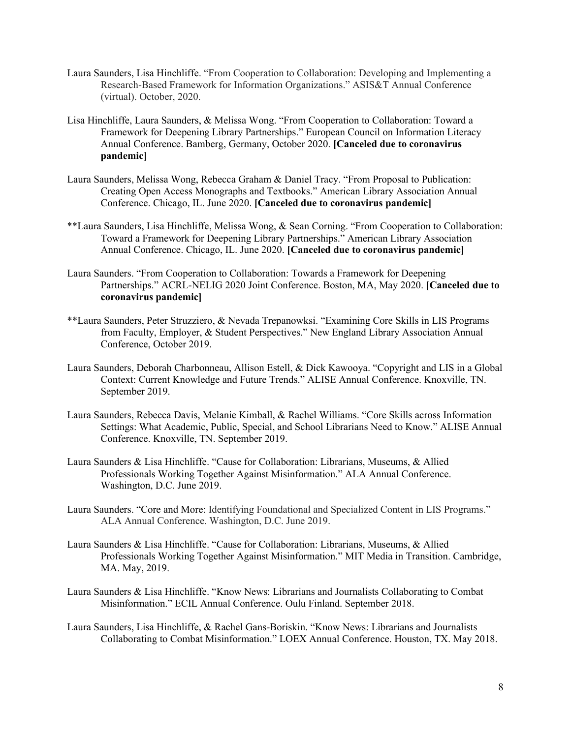Laura Saunders, Lisa Hinchliffe. “From Cooperation to Collaboration: Developing and Implementing a Research-Based Framework for Information Organizations.” ASIS&T Annual Conference (virtual). October, 2020.

Lisa Hinchliffe, Laura Saunders, & Melissa Wong. “From Cooperation to Collaboration: Toward a Framework for Deepening Library Partnerships.” European Council on Information Literacy Annual Conference. Bamberg, Germany, October 2020. **[Canceled due to coronavirus pandemic]**

Laura Saunders, Melissa Wong, Rebecca Graham & Daniel Tracy. “From Proposal to Publication: Creating Open Access Monographs and Textbooks.” American Library Association Annual Conference. Chicago, IL. June 2020. **[Canceled due to coronavirus pandemic]**

**Laura Saunders, Lisa Hinchliffe, Melissa Wong, & Sean Corning. “From Cooperation to Collaboration: Toward a Framework for Deepening Library Partnerships.” American Library Association Annual Conference. Chicago, IL. June 2020. **[Canceled due to coronavirus pandemic]**

Laura Saunders. “From Cooperation to Collaboration: Towards a Framework for Deepening Partnerships.” ACRL-NELIG 2020 Joint Conference. Boston, MA, May 2020. **[Canceled due to coronavirus pandemic]**

**Laura Saunders, Peter Struzziero, & Nevada Trepanowksi. “Examining Core Skills in LIS Programs from Faculty, Employer, & Student Perspectives.” New England Library Association Annual Conference, October 2019.

Laura Saunders, Deborah Charbonneau, Allison Estell, & Dick Kawooya. “Copyright and LIS in a Global Context: Current Knowledge and Future Trends.” ALISE Annual Conference. Knoxville, TN. September 2019.

Laura Saunders, Rebecca Davis, Melanie Kimball, & Rachel Williams. “Core Skills across Information Settings: What Academic, Public, Special, and School Librarians Need to Know.” ALISE Annual Conference. Knoxville, TN. September 2019.

Laura Saunders & Lisa Hinchliffe. “Cause for Collaboration: Librarians, Museums, & Allied Professionals Working Together Against Misinformation.” ALA Annual Conference. Washington, D.C. June 2019.

Laura Saunders. “Core and More: Identifying Foundational and Specialized Content in LIS Programs.” ALA Annual Conference. Washington, D.C. June 2019.

Laura Saunders & Lisa Hinchliffe. “Cause for Collaboration: Librarians, Museums, & Allied Professionals Working Together Against Misinformation.” MIT Media in Transition. Cambridge, MA. May, 2019.

Laura Saunders & Lisa Hinchliffe. “Know News: Librarians and Journalists Collaborating to Combat Misinformation.” ECIL Annual Conference. Oulu Finland. September 2018.

Laura Saunders, Lisa Hinchliffe, & Rachel Gans-Boriskin. “Know News: Librarians and Journalists Collaborating to Combat Misinformation.” LOEX Annual Conference. Houston, TX. May 2018.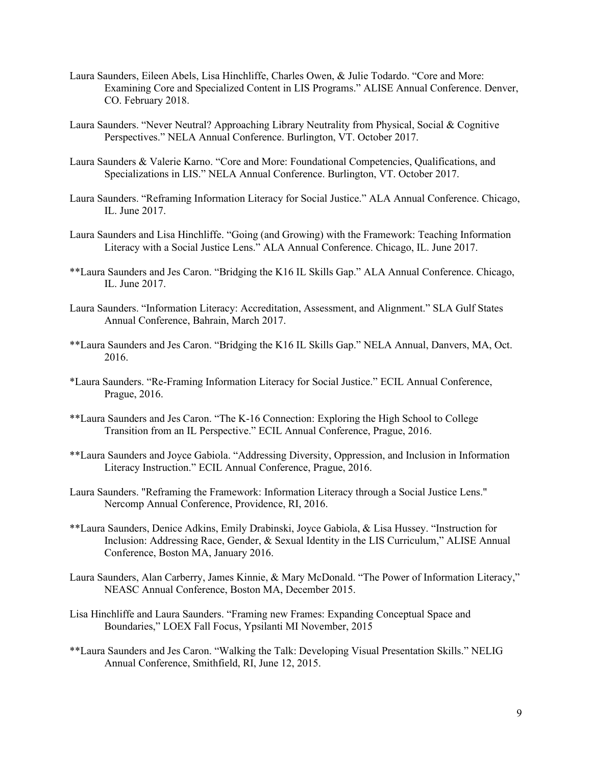Laura Saunders, Eileen Abels, Lisa Hinchliffe, Charles Owen, & Julie Todardo. "Core and More: Examining Core and Specialized Content in LIS Programs." ALISE Annual Conference. Denver, CO. February 2018.

Laura Saunders. "Never Neutral? Approaching Library Neutrality from Physical, Social & Cognitive Perspectives." NELA Annual Conference. Burlington, VT. October 2017.

Laura Saunders & Valerie Karno. "Core and More: Foundational Competencies, Qualifications, and Specializations in LIS." NELA Annual Conference. Burlington, VT. October 2017.

Laura Saunders. "Reframing Information Literacy for Social Justice." ALA Annual Conference. Chicago, IL. June 2017.

Laura Saunders and Lisa Hinchliffe. "Going (and Growing) with the Framework: Teaching Information Literacy with a Social Justice Lens." ALA Annual Conference. Chicago, IL. June 2017.

**Laura Saunders and Jes Caron. "Bridging the K16 IL Skills Gap." ALA Annual Conference. Chicago, IL. June 2017.

Laura Saunders. "Information Literacy: Accreditation, Assessment, and Alignment." SLA Gulf States Annual Conference, Bahrain, March 2017.

**Laura Saunders and Jes Caron. "Bridging the K16 IL Skills Gap." NELA Annual, Danvers, MA, Oct. 2016.

*Laura Saunders. "Re-Framing Information Literacy for Social Justice." ECIL Annual Conference, Prague, 2016.

**Laura Saunders and Jes Caron. "The K-16 Connection: Exploring the High School to College Transition from an IL Perspective." ECIL Annual Conference, Prague, 2016.

**Laura Saunders and Joyce Gabiola. "Addressing Diversity, Oppression, and Inclusion in Information Literacy Instruction." ECIL Annual Conference, Prague, 2016.

Laura Saunders. "Reframing the Framework: Information Literacy through a Social Justice Lens." Nercomp Annual Conference, Providence, RI, 2016.

**Laura Saunders, Denice Adkins, Emily Drabinski, Joyce Gabiola, & Lisa Hussey. "Instruction for Inclusion: Addressing Race, Gender, & Sexual Identity in the LIS Curriculum," ALISE Annual Conference, Boston MA, January 2016.

Laura Saunders, Alan Carberry, James Kinnie, & Mary McDonald. "The Power of Information Literacy," NEASC Annual Conference, Boston MA, December 2015.

Lisa Hinchliffe and Laura Saunders. "Framing new Frames: Expanding Conceptual Space and Boundaries," LOEX Fall Focus, Ypsilanti MI November, 2015

**Laura Saunders and Jes Caron. "Walking the Talk: Developing Visual Presentation Skills." NELIG Annual Conference, Smithfield, RI, June 12, 2015.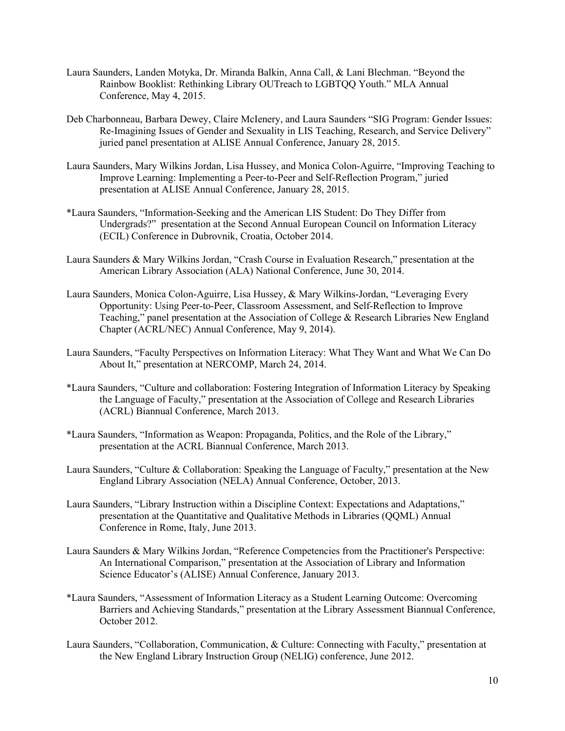Laura Saunders, Landen Motyka, Dr. Miranda Balkin, Anna Call, & Lani Blechman. "Beyond the Rainbow Booklist: Rethinking Library OUTreach to LGBTQQ Youth." MLA Annual Conference, May 4, 2015.

Deb Charbonneau, Barbara Dewey, Claire McIenery, and Laura Saunders "SIG Program: Gender Issues: Re-Imagining Issues of Gender and Sexuality in LIS Teaching, Research, and Service Delivery" juried panel presentation at ALISE Annual Conference, January 28, 2015.

Laura Saunders, Mary Wilkins Jordan, Lisa Hussey, and Monica Colon-Aguirre, "Improving Teaching to Improve Learning: Implementing a Peer-to-Peer and Self-Reflection Program," juried presentation at ALISE Annual Conference, January 28, 2015.

*Laura Saunders, "Information-Seeking and the American LIS Student: Do They Differ from Undergrads?" presentation at the Second Annual European Council on Information Literacy (ECIL) Conference in Dubrovnik, Croatia, October 2014.

Laura Saunders & Mary Wilkins Jordan, "Crash Course in Evaluation Research," presentation at the American Library Association (ALA) National Conference, June 30, 2014.

Laura Saunders, Monica Colon-Aguirre, Lisa Hussey, & Mary Wilkins-Jordan, "Leveraging Every Opportunity: Using Peer-to-Peer, Classroom Assessment, and Self-Reflection to Improve Teaching," panel presentation at the Association of College & Research Libraries New England Chapter (ACRL/NEC) Annual Conference, May 9, 2014).

Laura Saunders, "Faculty Perspectives on Information Literacy: What They Want and What We Can Do About It," presentation at NERCOMP, March 24, 2014.

*Laura Saunders, "Culture and collaboration: Fostering Integration of Information Literacy by Speaking the Language of Faculty," presentation at the Association of College and Research Libraries (ACRL) Biannual Conference, March 2013.

*Laura Saunders, "Information as Weapon: Propaganda, Politics, and the Role of the Library," presentation at the ACRL Biannual Conference, March 2013.

Laura Saunders, "Culture & Collaboration: Speaking the Language of Faculty," presentation at the New England Library Association (NELA) Annual Conference, October, 2013.

Laura Saunders, "Library Instruction within a Discipline Context: Expectations and Adaptations," presentation at the Quantitative and Qualitative Methods in Libraries (QQML) Annual Conference in Rome, Italy, June 2013.

Laura Saunders & Mary Wilkins Jordan, "Reference Competencies from the Practitioner's Perspective: An International Comparison," presentation at the Association of Library and Information Science Educator's (ALISE) Annual Conference, January 2013.

*Laura Saunders, "Assessment of Information Literacy as a Student Learning Outcome: Overcoming Barriers and Achieving Standards," presentation at the Library Assessment Biannual Conference, October 2012.

Laura Saunders, "Collaboration, Communication, & Culture: Connecting with Faculty," presentation at the New England Library Instruction Group (NELIG) conference, June 2012.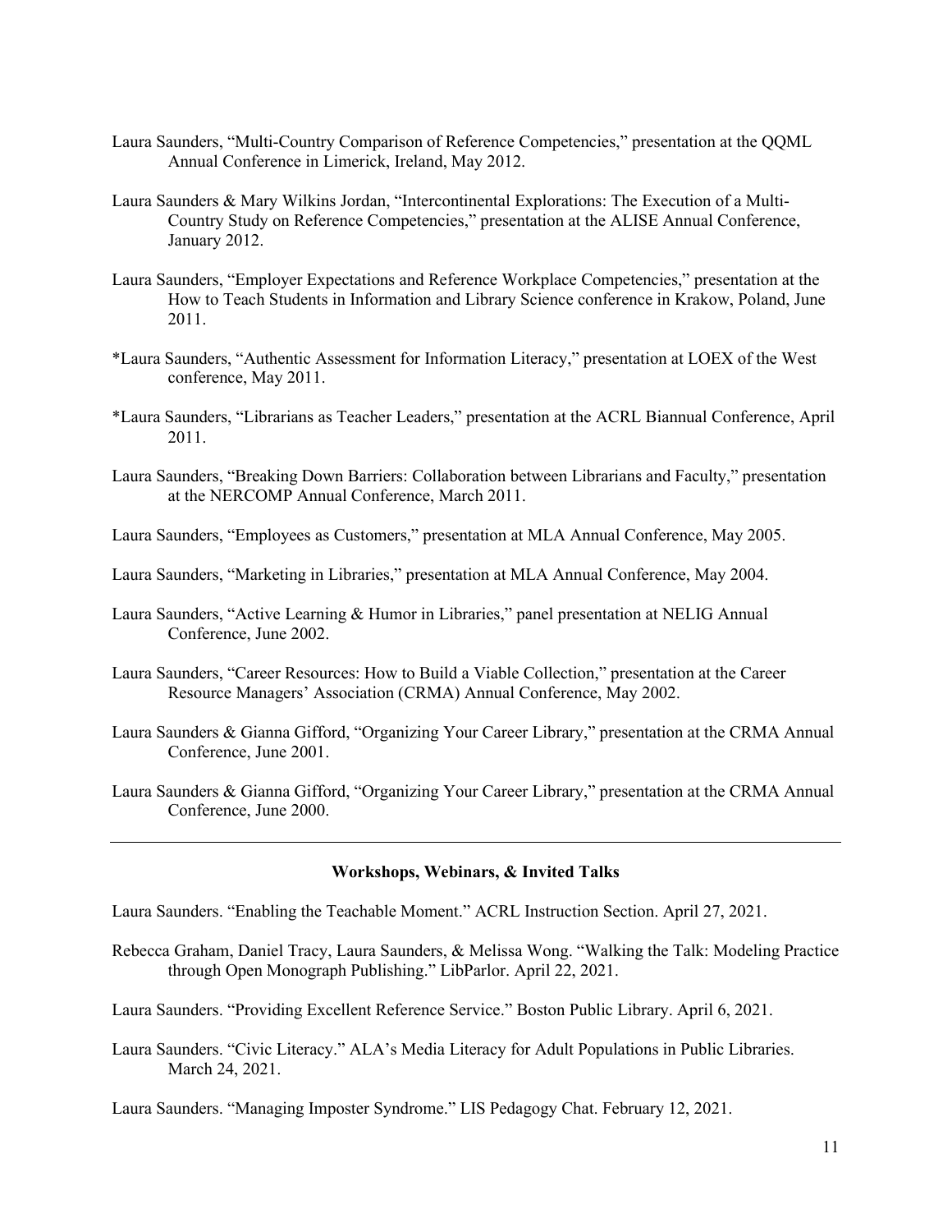Laura Saunders, "Multi-Country Comparison of Reference Competencies," presentation at the QQML Annual Conference in Limerick, Ireland, May 2012.

Laura Saunders & Mary Wilkins Jordan, "Intercontinental Explorations: The Execution of a Multi-Country Study on Reference Competencies," presentation at the ALISE Annual Conference, January 2012.

Laura Saunders, "Employer Expectations and Reference Workplace Competencies," presentation at the How to Teach Students in Information and Library Science conference in Krakow, Poland, June 2011.

*Laura Saunders, "Authentic Assessment for Information Literacy," presentation at LOEX of the West conference, May 2011.

*Laura Saunders, "Librarians as Teacher Leaders," presentation at the ACRL Biannual Conference, April 2011.

Laura Saunders, "Breaking Down Barriers: Collaboration between Librarians and Faculty," presentation at the NERCOMP Annual Conference, March 2011.

Laura Saunders, "Employees as Customers," presentation at MLA Annual Conference, May 2005.

Laura Saunders, "Marketing in Libraries," presentation at MLA Annual Conference, May 2004.

Laura Saunders, "Active Learning & Humor in Libraries," panel presentation at NELIG Annual Conference, June 2002.

Laura Saunders, "Career Resources: How to Build a Viable Collection," presentation at the Career Resource Managers' Association (CRMA) Annual Conference, May 2002.

Laura Saunders & Gianna Gifford, "Organizing Your Career Library," presentation at the CRMA Annual Conference, June 2001.

Laura Saunders & Gianna Gifford, "Organizing Your Career Library," presentation at the CRMA Annual Conference, June 2000.

---

## Workshops, Webinars, & Invited Talks

Laura Saunders. "Enabling the Teachable Moment." ACRL Instruction Section. April 27, 2021.

Rebecca Graham, Daniel Tracy, Laura Saunders, & Melissa Wong. "Walking the Talk: Modeling Practice through Open Monograph Publishing." LibParlor. April 22, 2021.

Laura Saunders. "Providing Excellent Reference Service." Boston Public Library. April 6, 2021.

Laura Saunders. "Civic Literacy." ALA's Media Literacy for Adult Populations in Public Libraries. March 24, 2021.

Laura Saunders. "Managing Imposter Syndrome." LIS Pedagogy Chat. February 12, 2021.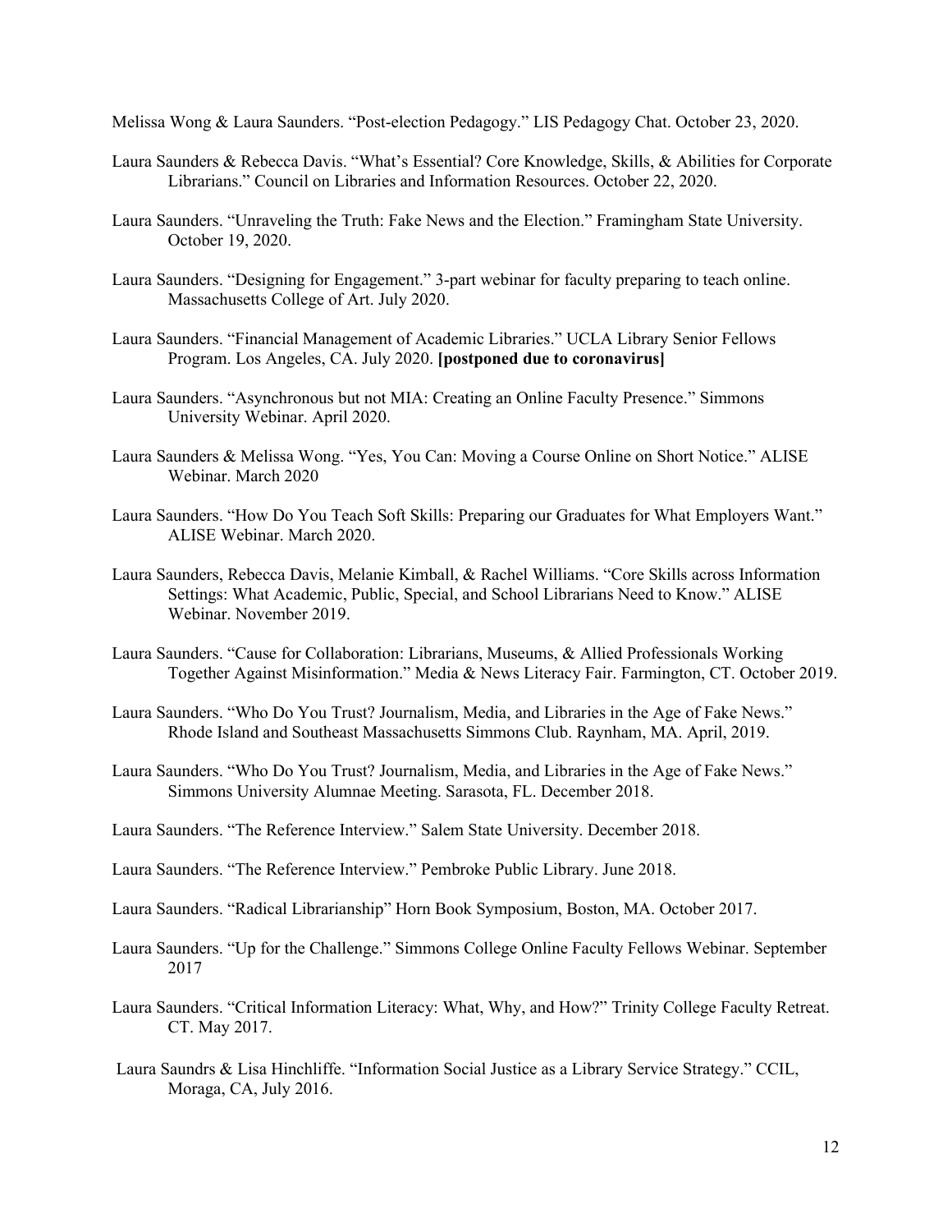Melissa Wong & Laura Saunders. "Post-election Pedagogy." LIS Pedagogy Chat. October 23, 2020.

Laura Saunders & Rebecca Davis. "What's Essential? Core Knowledge, Skills, & Abilities for Corporate Librarians." Council on Libraries and Information Resources. October 22, 2020.

Laura Saunders. "Unraveling the Truth: Fake News and the Election." Framingham State University. October 19, 2020.

Laura Saunders. "Designing for Engagement." 3-part webinar for faculty preparing to teach online. Massachusetts College of Art. July 2020.

Laura Saunders. "Financial Management of Academic Libraries." UCLA Library Senior Fellows Program. Los Angeles, CA. July 2020. **[postponed due to coronavirus]**

Laura Saunders. "Asynchronous but not MIA: Creating an Online Faculty Presence." Simmons University Webinar. April 2020.

Laura Saunders & Melissa Wong. "Yes, You Can: Moving a Course Online on Short Notice." ALISE Webinar. March 2020

Laura Saunders. "How Do You Teach Soft Skills: Preparing our Graduates for What Employers Want." ALISE Webinar. March 2020.

Laura Saunders, Rebecca Davis, Melanie Kimball, & Rachel Williams. "Core Skills across Information Settings: What Academic, Public, Special, and School Librarians Need to Know." ALISE Webinar. November 2019.

Laura Saunders. "Cause for Collaboration: Librarians, Museums, & Allied Professionals Working Together Against Misinformation." Media & News Literacy Fair. Farmington, CT. October 2019.

Laura Saunders. "Who Do You Trust? Journalism, Media, and Libraries in the Age of Fake News." Rhode Island and Southeast Massachusetts Simmons Club. Raynham, MA. April, 2019.

Laura Saunders. "Who Do You Trust? Journalism, Media, and Libraries in the Age of Fake News." Simmons University Alumnae Meeting. Sarasota, FL. December 2018.

Laura Saunders. "The Reference Interview." Salem State University. December 2018.

Laura Saunders. "The Reference Interview." Pembroke Public Library. June 2018.

Laura Saunders. "Radical Librarianship" Horn Book Symposium, Boston, MA. October 2017.

Laura Saunders. "Up for the Challenge." Simmons College Online Faculty Fellows Webinar. September 2017

Laura Saunders. "Critical Information Literacy: What, Why, and How?" Trinity College Faculty Retreat. CT. May 2017.

Laura Saundrs & Lisa Hinchliffe. "Information Social Justice as a Library Service Strategy." CCIL, Moraga, CA, July 2016.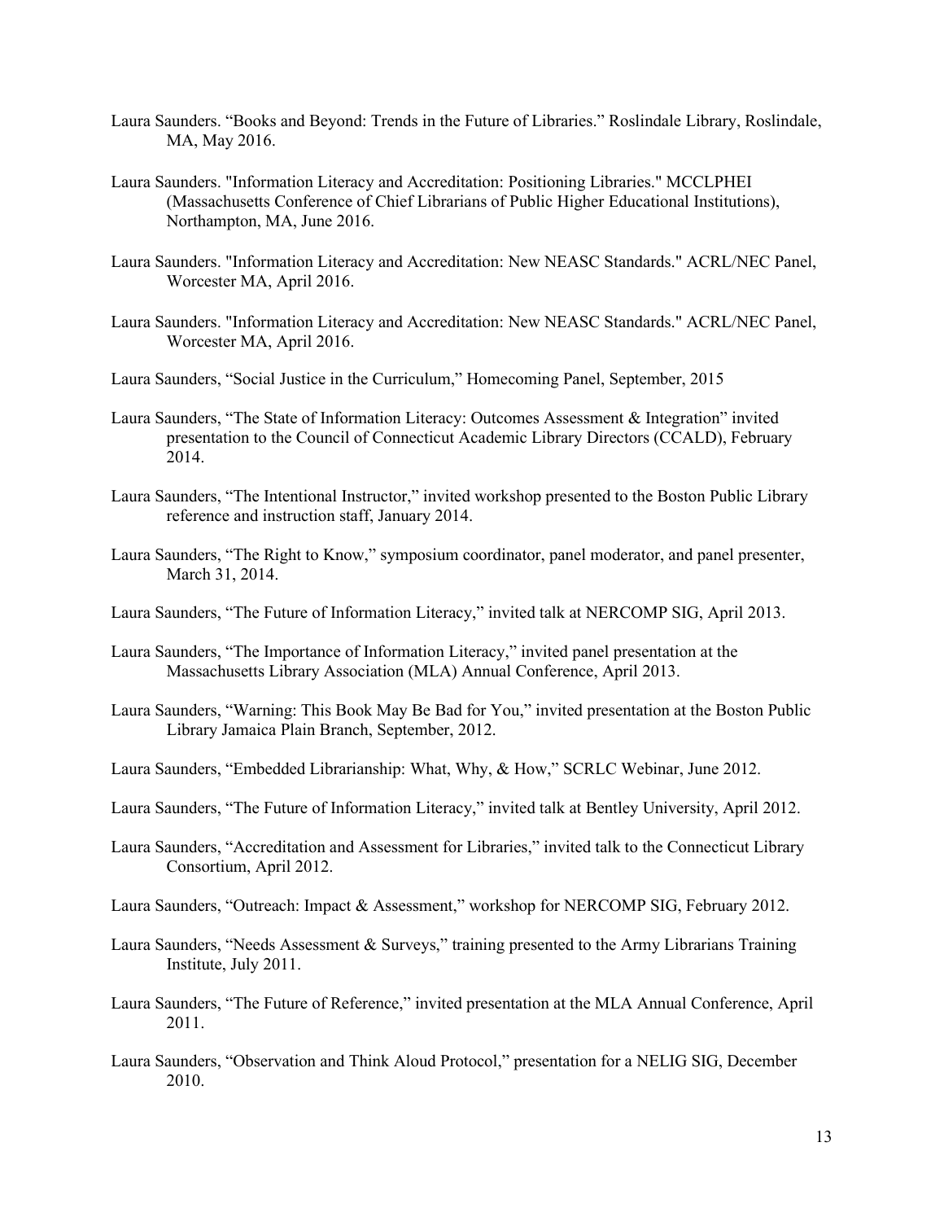Laura Saunders. “Books and Beyond: Trends in the Future of Libraries.” Roslindale Library, Roslindale, MA, May 2016.

Laura Saunders. "Information Literacy and Accreditation: Positioning Libraries." MCCLPHEI (Massachusetts Conference of Chief Librarians of Public Higher Educational Institutions), Northampton, MA, June 2016.

Laura Saunders. "Information Literacy and Accreditation: New NEASC Standards." ACRL/NEC Panel, Worcester MA, April 2016.

Laura Saunders. "Information Literacy and Accreditation: New NEASC Standards." ACRL/NEC Panel, Worcester MA, April 2016.

Laura Saunders, “Social Justice in the Curriculum,” Homecoming Panel, September, 2015

Laura Saunders, “The State of Information Literacy: Outcomes Assessment & Integration” invited presentation to the Council of Connecticut Academic Library Directors (CCALD), February 2014.

Laura Saunders, “The Intentional Instructor,” invited workshop presented to the Boston Public Library reference and instruction staff, January 2014.

Laura Saunders, “The Right to Know,” symposium coordinator, panel moderator, and panel presenter, March 31, 2014.

Laura Saunders, “The Future of Information Literacy,” invited talk at NERCOMP SIG, April 2013.

Laura Saunders, “The Importance of Information Literacy,” invited panel presentation at the Massachusetts Library Association (MLA) Annual Conference, April 2013.

Laura Saunders, “Warning: This Book May Be Bad for You,” invited presentation at the Boston Public Library Jamaica Plain Branch, September, 2012.

Laura Saunders, “Embedded Librarianship: What, Why, & How,” SCRLC Webinar, June 2012.

Laura Saunders, “The Future of Information Literacy,” invited talk at Bentley University, April 2012.

Laura Saunders, “Accreditation and Assessment for Libraries,” invited talk to the Connecticut Library Consortium, April 2012.

Laura Saunders, “Outreach: Impact & Assessment,” workshop for NERCOMP SIG, February 2012.

Laura Saunders, “Needs Assessment & Surveys,” training presented to the Army Librarians Training Institute, July 2011.

Laura Saunders, “The Future of Reference,” invited presentation at the MLA Annual Conference, April 2011.

Laura Saunders, “Observation and Think Aloud Protocol,” presentation for a NELIG SIG, December 2010.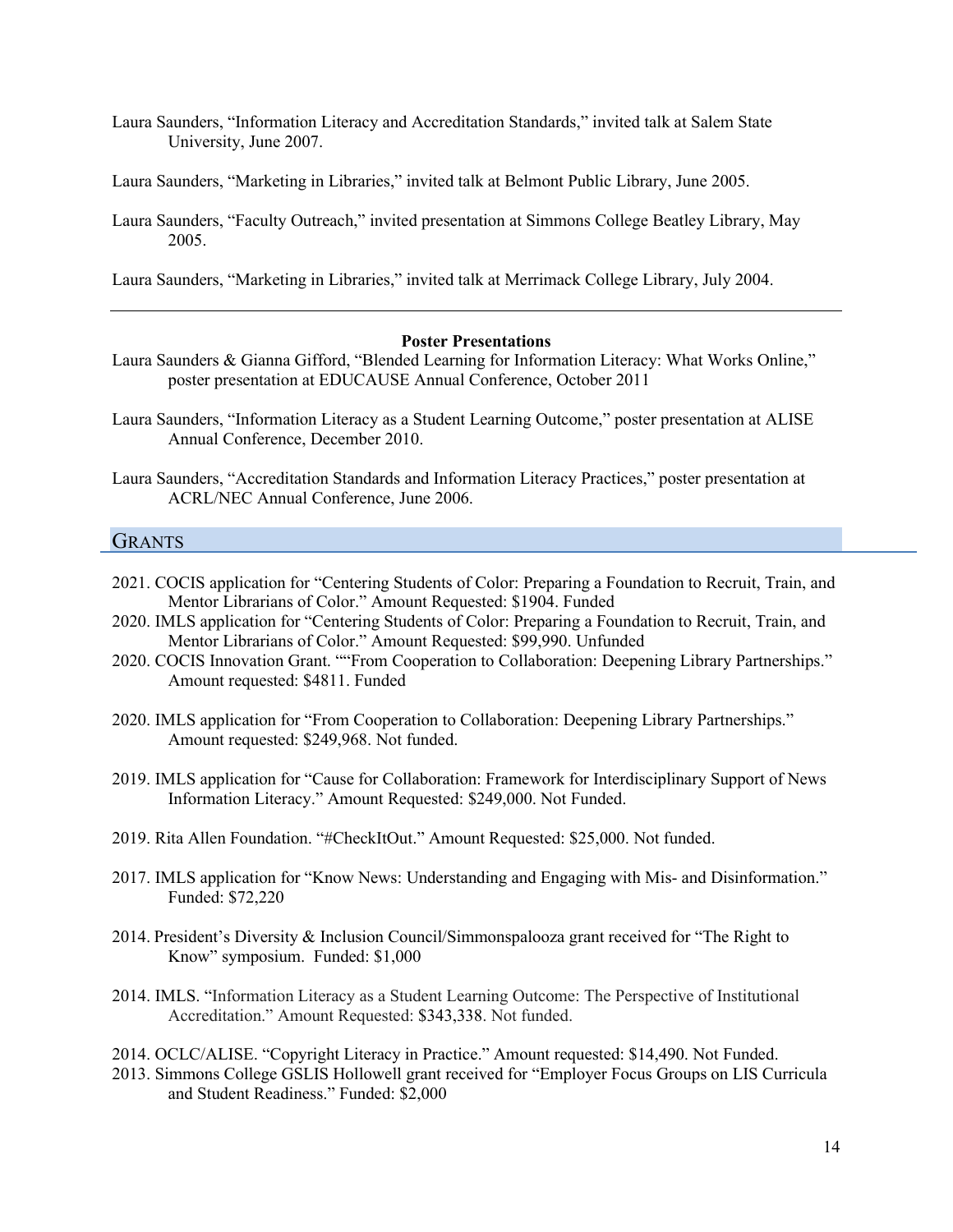Laura Saunders, "Information Literacy and Accreditation Standards," invited talk at Salem State University, June 2007.

Laura Saunders, "Marketing in Libraries," invited talk at Belmont Public Library, June 2005.

Laura Saunders, "Faculty Outreach," invited presentation at Simmons College Beatley Library, May 2005.

Laura Saunders, "Marketing in Libraries," invited talk at Merrimack College Library, July 2004.

---

**Poster Presentations**

Laura Saunders & Gianna Gifford, "Blended Learning for Information Literacy: What Works Online," poster presentation at EDUCAUSE Annual Conference, October 2011

Laura Saunders, "Information Literacy as a Student Learning Outcome," poster presentation at ALISE Annual Conference, December 2010.

Laura Saunders, "Accreditation Standards and Information Literacy Practices," poster presentation at ACRL/NEC Annual Conference, June 2006.

## Grants

2021. COCIS application for "Centering Students of Color: Preparing a Foundation to Recruit, Train, and Mentor Librarians of Color." Amount Requested: $1904. Funded

2020. IMLS application for "Centering Students of Color: Preparing a Foundation to Recruit, Train, and Mentor Librarians of Color." Amount Requested: $99,990. Unfunded

2020. COCIS Innovation Grant. ""From Cooperation to Collaboration: Deepening Library Partnerships." Amount requested: $4811. Funded

2020. IMLS application for "From Cooperation to Collaboration: Deepening Library Partnerships." Amount requested: $249,968. Not funded.

2019. IMLS application for "Cause for Collaboration: Framework for Interdisciplinary Support of News Information Literacy." Amount Requested: $249,000. Not Funded.

2019. Rita Allen Foundation. "#CheckItOut." Amount Requested: $25,000. Not funded.

2017. IMLS application for "Know News: Understanding and Engaging with Mis- and Disinformation." Funded: $72,220

2014. President's Diversity & Inclusion Council/Simmonspalooza grant received for "The Right to Know" symposium. Funded: $1,000

2014. IMLS. "Information Literacy as a Student Learning Outcome: The Perspective of Institutional Accreditation." Amount Requested: $343,338. Not funded.

2014. OCLC/ALISE. "Copyright Literacy in Practice." Amount requested: $14,490. Not Funded.

2013. Simmons College GSLIS Hollowell grant received for "Employer Focus Groups on LIS Curricula and Student Readiness." Funded: $2,000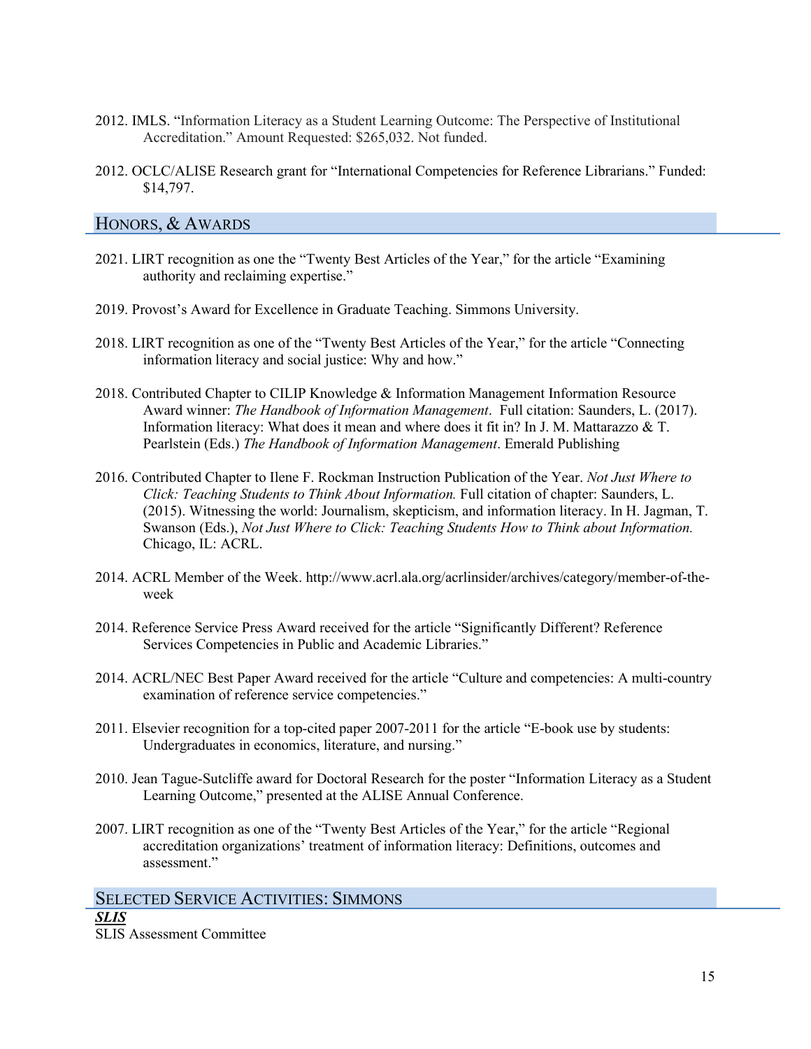2012. IMLS. "Information Literacy as a Student Learning Outcome: The Perspective of Institutional Accreditation." Amount Requested: $265,032. Not funded.

2012. OCLC/ALISE Research grant for "International Competencies for Reference Librarians." Funded: $14,797.

## Honors, & Awards

2021. LIRT recognition as one the "Twenty Best Articles of the Year," for the article "Examining authority and reclaiming expertise."

2019. Provost's Award for Excellence in Graduate Teaching. Simmons University.

2018. LIRT recognition as one of the "Twenty Best Articles of the Year," for the article "Connecting information literacy and social justice: Why and how."

2018. Contributed Chapter to CILIP Knowledge & Information Management Information Resource Award winner: *The Handbook of Information Management*. Full citation: Saunders, L. (2017). Information literacy: What does it mean and where does it fit in? In J. M. Mattarazzo & T. Pearlstein (Eds.) *The Handbook of Information Management*. Emerald Publishing

2016. Contributed Chapter to Ilene F. Rockman Instruction Publication of the Year. *Not Just Where to Click: Teaching Students to Think About Information.* Full citation of chapter: Saunders, L. (2015). Witnessing the world: Journalism, skepticism, and information literacy. In H. Jagman, T. Swanson (Eds.), *Not Just Where to Click: Teaching Students How to Think about Information.* Chicago, IL: ACRL.

2014. ACRL Member of the Week. http://www.acrl.ala.org/acrlinsider/archives/category/member-of-the-week

2014. Reference Service Press Award received for the article "Significantly Different? Reference Services Competencies in Public and Academic Libraries."

2014. ACRL/NEC Best Paper Award received for the article "Culture and competencies: A multi-country examination of reference service competencies."

2011. Elsevier recognition for a top-cited paper 2007-2011 for the article "E-book use by students: Undergraduates in economics, literature, and nursing."

2010. Jean Tague-Sutcliffe award for Doctoral Research for the poster "Information Literacy as a Student Learning Outcome," presented at the ALISE Annual Conference.

2007. LIRT recognition as one of the "Twenty Best Articles of the Year," for the article "Regional accreditation organizations' treatment of information literacy: Definitions, outcomes and assessment."

## Selected Service Activities: Simmons

***SLIS***

SLIS Assessment Committee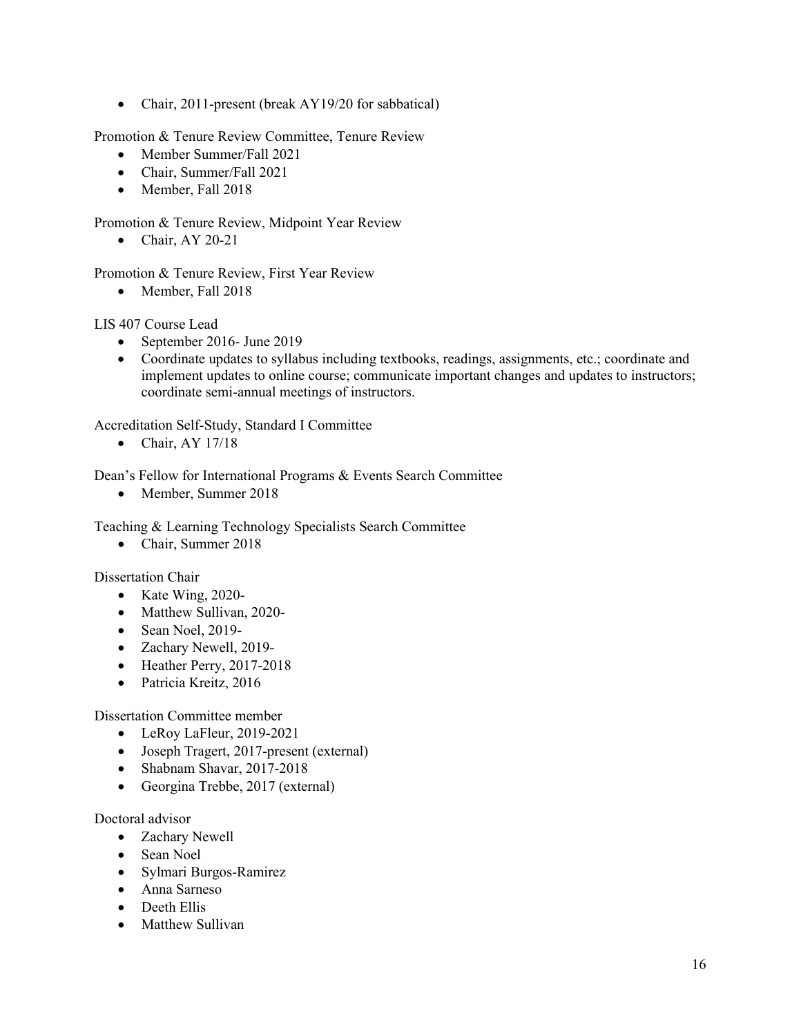- Chair, 2011-present (break AY19/20 for sabbatical)

Promotion & Tenure Review Committee, Tenure Review

- Member Summer/Fall 2021
- Chair, Summer/Fall 2021
- Member, Fall 2018

Promotion & Tenure Review, Midpoint Year Review

- Chair, AY 20-21

Promotion & Tenure Review, First Year Review

- Member, Fall 2018

LIS 407 Course Lead

- September 2016- June 2019
- Coordinate updates to syllabus including textbooks, readings, assignments, etc.; coordinate and implement updates to online course; communicate important changes and updates to instructors; coordinate semi-annual meetings of instructors.

Accreditation Self-Study, Standard I Committee

- Chair, AY 17/18

Dean's Fellow for International Programs & Events Search Committee

- Member, Summer 2018

Teaching & Learning Technology Specialists Search Committee

- Chair, Summer 2018

Dissertation Chair

- Kate Wing, 2020-
- Matthew Sullivan, 2020-
- Sean Noel, 2019-
- Zachary Newell, 2019-
- Heather Perry, 2017-2018
- Patricia Kreitz, 2016

Dissertation Committee member

- LeRoy LaFleur, 2019-2021
- Joseph Tragert, 2017-present (external)
- Shabnam Shavar, 2017-2018
- Georgina Trebbe, 2017 (external)

Doctoral advisor

- Zachary Newell
- Sean Noel
- Sylmari Burgos-Ramirez
- Anna Sarneso
- Deeth Ellis
- Matthew Sullivan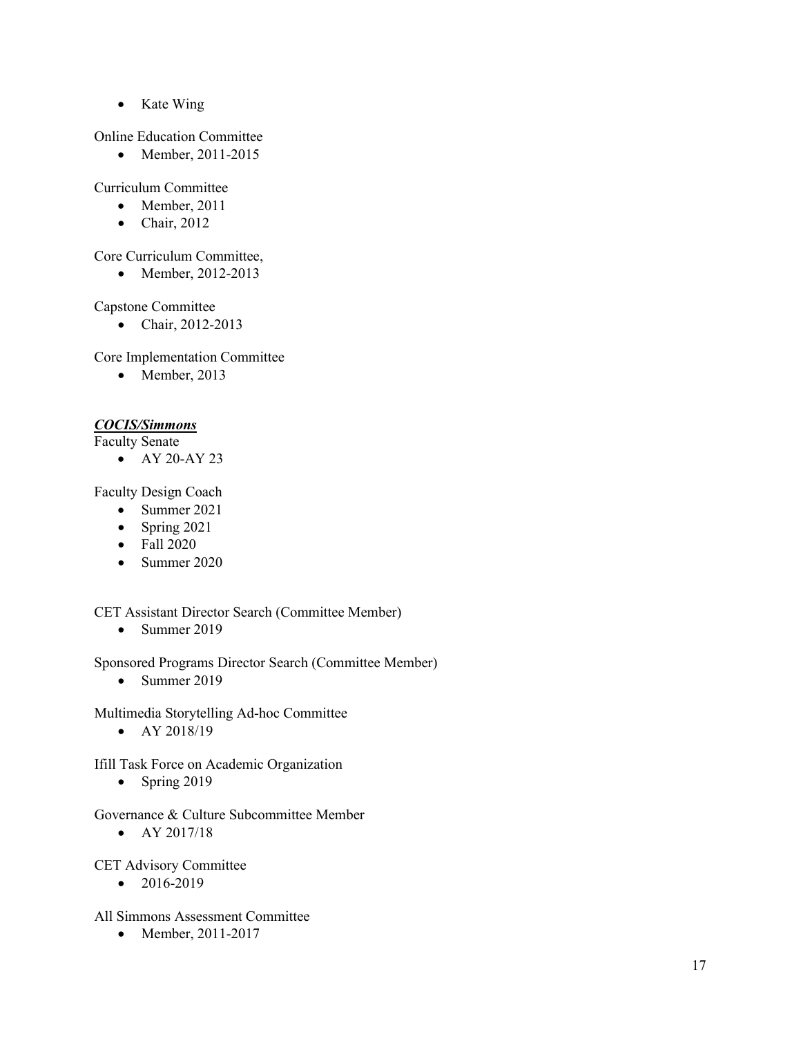- Kate Wing

Online Education Committee

- Member, 2011-2015

Curriculum Committee

- Member, 2011
- Chair, 2012

Core Curriculum Committee,

- Member, 2012-2013

Capstone Committee

- Chair, 2012-2013

Core Implementation Committee

- Member, 2013

***COCIS/Simmons***

Faculty Senate

- AY 20-AY 23

Faculty Design Coach

- Summer 2021
- Spring 2021
- Fall 2020
- Summer 2020

CET Assistant Director Search (Committee Member)

- Summer 2019

Sponsored Programs Director Search (Committee Member)

- Summer 2019

Multimedia Storytelling Ad-hoc Committee

- AY 2018/19

Ifill Task Force on Academic Organization

- Spring 2019

Governance & Culture Subcommittee Member

- AY 2017/18

CET Advisory Committee

- 2016-2019

All Simmons Assessment Committee

- Member, 2011-2017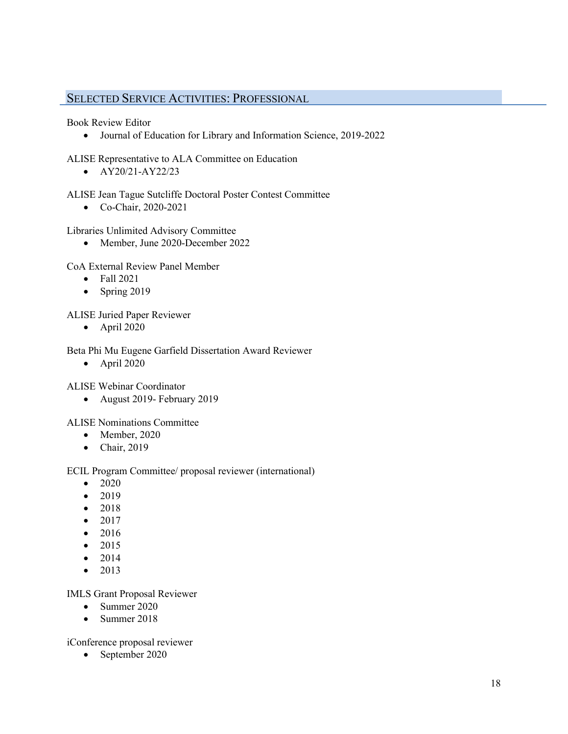## Selected Service Activities: Professional

Book Review Editor

- Journal of Education for Library and Information Science, 2019-2022

ALISE Representative to ALA Committee on Education

- AY20/21-AY22/23

ALISE Jean Tague Sutcliffe Doctoral Poster Contest Committee

- Co-Chair, 2020-2021

Libraries Unlimited Advisory Committee

- Member, June 2020-December 2022

CoA External Review Panel Member

- Fall 2021
- Spring 2019

ALISE Juried Paper Reviewer

- April 2020

Beta Phi Mu Eugene Garfield Dissertation Award Reviewer

- April 2020

ALISE Webinar Coordinator

- August 2019- February 2019

ALISE Nominations Committee

- Member, 2020
- Chair, 2019

ECIL Program Committee/ proposal reviewer (international)

- 2020
- 2019
- 2018
- 2017
- 2016
- 2015
- 2014
- 2013

IMLS Grant Proposal Reviewer

- Summer 2020
- Summer 2018

iConference proposal reviewer

- September 2020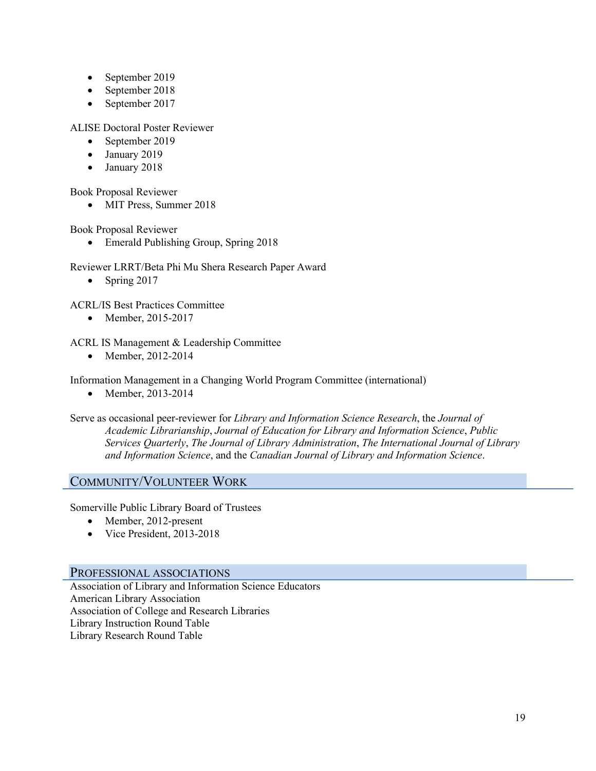- September 2019
- September 2018
- September 2017

ALISE Doctoral Poster Reviewer

- September 2019
- January 2019
- January 2018

Book Proposal Reviewer

- MIT Press, Summer 2018

Book Proposal Reviewer

- Emerald Publishing Group, Spring 2018

Reviewer LRRT/Beta Phi Mu Shera Research Paper Award

- Spring 2017

ACRL/IS Best Practices Committee

- Member, 2015-2017

ACRL IS Management & Leadership Committee

- Member, 2012-2014

Information Management in a Changing World Program Committee (international)

- Member, 2013-2014

Serve as occasional peer-reviewer for *Library and Information Science Research*, the *Journal of Academic Librarianship*, *Journal of Education for Library and Information Science*, *Public Services Quarterly*, *The Journal of Library Administration*, *The International Journal of Library and Information Science*, and the *Canadian Journal of Library and Information Science*.

## Community/Volunteer Work

Somerville Public Library Board of Trustees

- Member, 2012-present
- Vice President, 2013-2018

## Professional associations

Association of Library and Information Science Educators
American Library Association
Association of College and Research Libraries
Library Instruction Round Table
Library Research Round Table